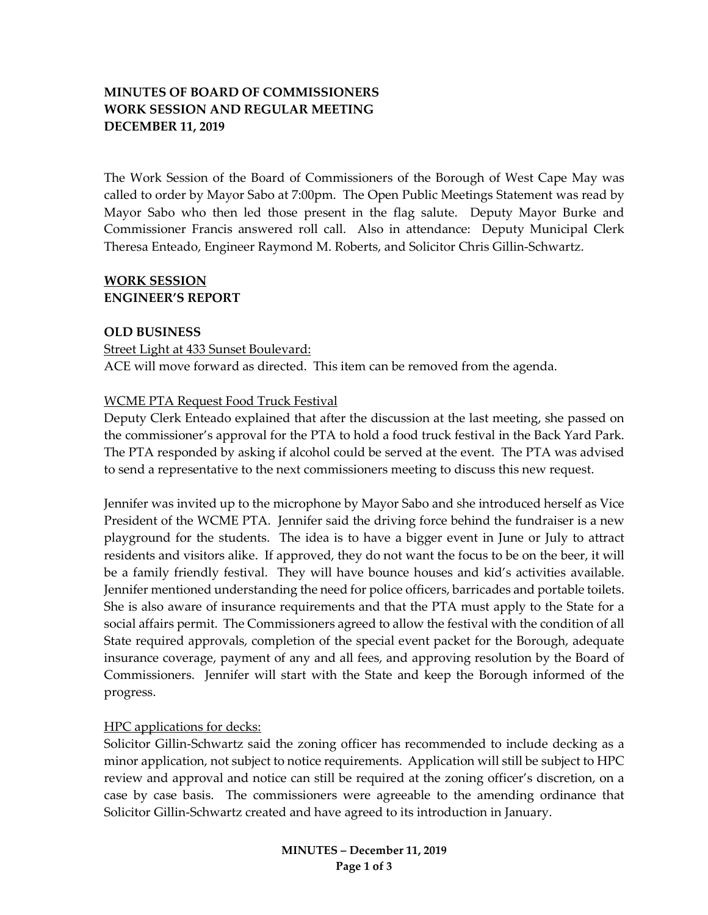**MINUTES OF BOARD OF COMMISSIONERS**
**WORK SESSION AND REGULAR MEETING**
**DECEMBER 11, 2019**

The Work Session of the Board of Commissioners of the Borough of West Cape May was called to order by Mayor Sabo at 7:00pm. The Open Public Meetings Statement was read by Mayor Sabo who then led those present in the flag salute. Deputy Mayor Burke and Commissioner Francis answered roll call. Also in attendance: Deputy Municipal Clerk Theresa Enteado, Engineer Raymond M. Roberts, and Solicitor Chris Gillin-Schwartz.

**WORK SESSION**
**ENGINEER'S REPORT**

**OLD BUSINESS**

Street Light at 433 Sunset Boulevard:
ACE will move forward as directed. This item can be removed from the agenda.

WCME PTA Request Food Truck Festival
Deputy Clerk Enteado explained that after the discussion at the last meeting, she passed on the commissioner's approval for the PTA to hold a food truck festival in the Back Yard Park. The PTA responded by asking if alcohol could be served at the event. The PTA was advised to send a representative to the next commissioners meeting to discuss this new request.

Jennifer was invited up to the microphone by Mayor Sabo and she introduced herself as Vice President of the WCME PTA. Jennifer said the driving force behind the fundraiser is a new playground for the students. The idea is to have a bigger event in June or July to attract residents and visitors alike. If approved, they do not want the focus to be on the beer, it will be a family friendly festival. They will have bounce houses and kid's activities available. Jennifer mentioned understanding the need for police officers, barricades and portable toilets. She is also aware of insurance requirements and that the PTA must apply to the State for a social affairs permit. The Commissioners agreed to allow the festival with the condition of all State required approvals, completion of the special event packet for the Borough, adequate insurance coverage, payment of any and all fees, and approving resolution by the Board of Commissioners. Jennifer will start with the State and keep the Borough informed of the progress.

HPC applications for decks:
Solicitor Gillin-Schwartz said the zoning officer has recommended to include decking as a minor application, not subject to notice requirements. Application will still be subject to HPC review and approval and notice can still be required at the zoning officer's discretion, on a case by case basis. The commissioners were agreeable to the amending ordinance that Solicitor Gillin-Schwartz created and have agreed to its introduction in January.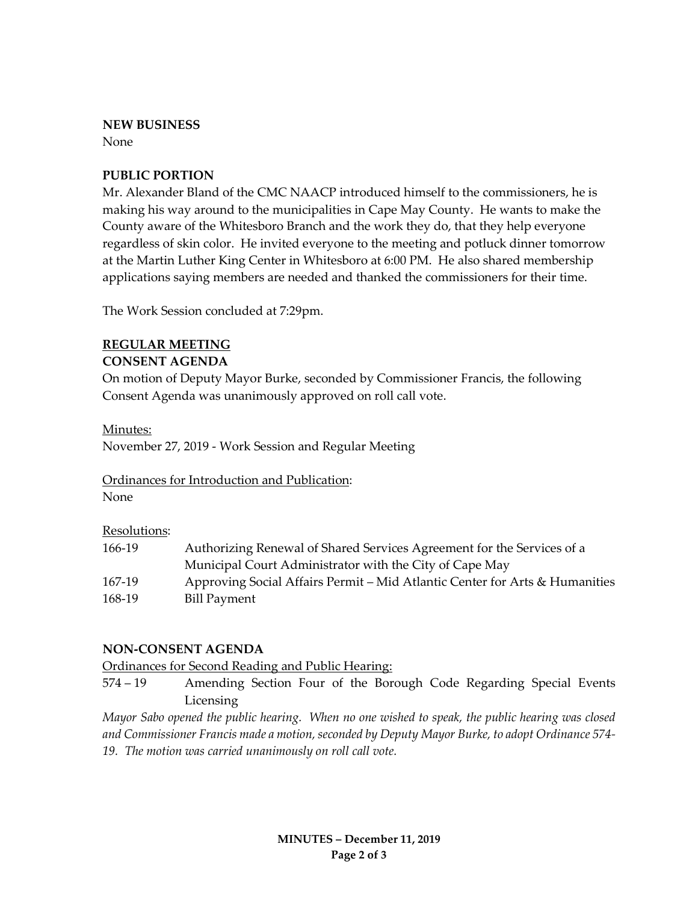**NEW BUSINESS**

None

**PUBLIC PORTION**

Mr. Alexander Bland of the CMC NAACP introduced himself to the commissioners, he is making his way around to the municipalities in Cape May County. He wants to make the County aware of the Whitesboro Branch and the work they do, that they help everyone regardless of skin color. He invited everyone to the meeting and potluck dinner tomorrow at the Martin Luther King Center in Whitesboro at 6:00 PM. He also shared membership applications saying members are needed and thanked the commissioners for their time.

The Work Session concluded at 7:29pm.

**REGULAR MEETING**

**CONSENT AGENDA**

On motion of Deputy Mayor Burke, seconded by Commissioner Francis, the following Consent Agenda was unanimously approved on roll call vote.

Minutes:

November 27, 2019 - Work Session and Regular Meeting

Ordinances for Introduction and Publication:

None

Resolutions:

| | |
|---|---|
| 166-19 | Authorizing Renewal of Shared Services Agreement for the Services of a Municipal Court Administrator with the City of Cape May |
| 167-19 | Approving Social Affairs Permit – Mid Atlantic Center for Arts & Humanities |
| 168-19 | Bill Payment |

**NON-CONSENT AGENDA**

Ordinances for Second Reading and Public Hearing:

574 – 19 Amending Section Four of the Borough Code Regarding Special Events Licensing

*Mayor Sabo opened the public hearing. When no one wished to speak, the public hearing was closed and Commissioner Francis made a motion, seconded by Deputy Mayor Burke, to adopt Ordinance 574-19. The motion was carried unanimously on roll call vote.*

**MINUTES – December 11, 2019**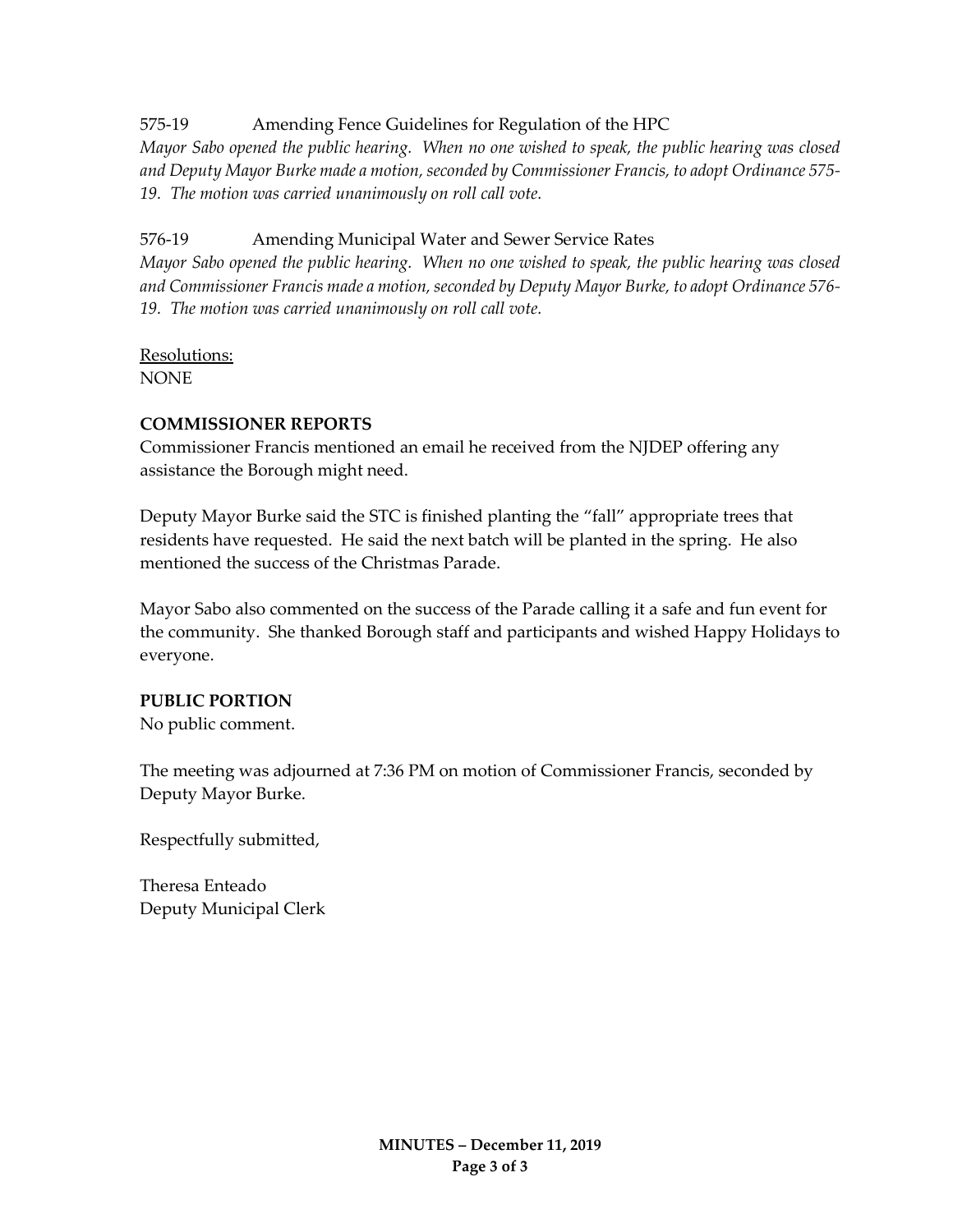575-19 Amending Fence Guidelines for Regulation of the HPC

*Mayor Sabo opened the public hearing. When no one wished to speak, the public hearing was closed and Deputy Mayor Burke made a motion, seconded by Commissioner Francis, to adopt Ordinance 575-19. The motion was carried unanimously on roll call vote.*

576-19 Amending Municipal Water and Sewer Service Rates

*Mayor Sabo opened the public hearing. When no one wished to speak, the public hearing was closed and Commissioner Francis made a motion, seconded by Deputy Mayor Burke, to adopt Ordinance 576-19. The motion was carried unanimously on roll call vote.*

Resolutions:
NONE

**COMMISSIONER REPORTS**

Commissioner Francis mentioned an email he received from the NJDEP offering any assistance the Borough might need.

Deputy Mayor Burke said the STC is finished planting the "fall" appropriate trees that residents have requested. He said the next batch will be planted in the spring. He also mentioned the success of the Christmas Parade.

Mayor Sabo also commented on the success of the Parade calling it a safe and fun event for the community. She thanked Borough staff and participants and wished Happy Holidays to everyone.

**PUBLIC PORTION**

No public comment.

The meeting was adjourned at 7:36 PM on motion of Commissioner Francis, seconded by Deputy Mayor Burke.

Respectfully submitted,

Theresa Enteado
Deputy Municipal Clerk